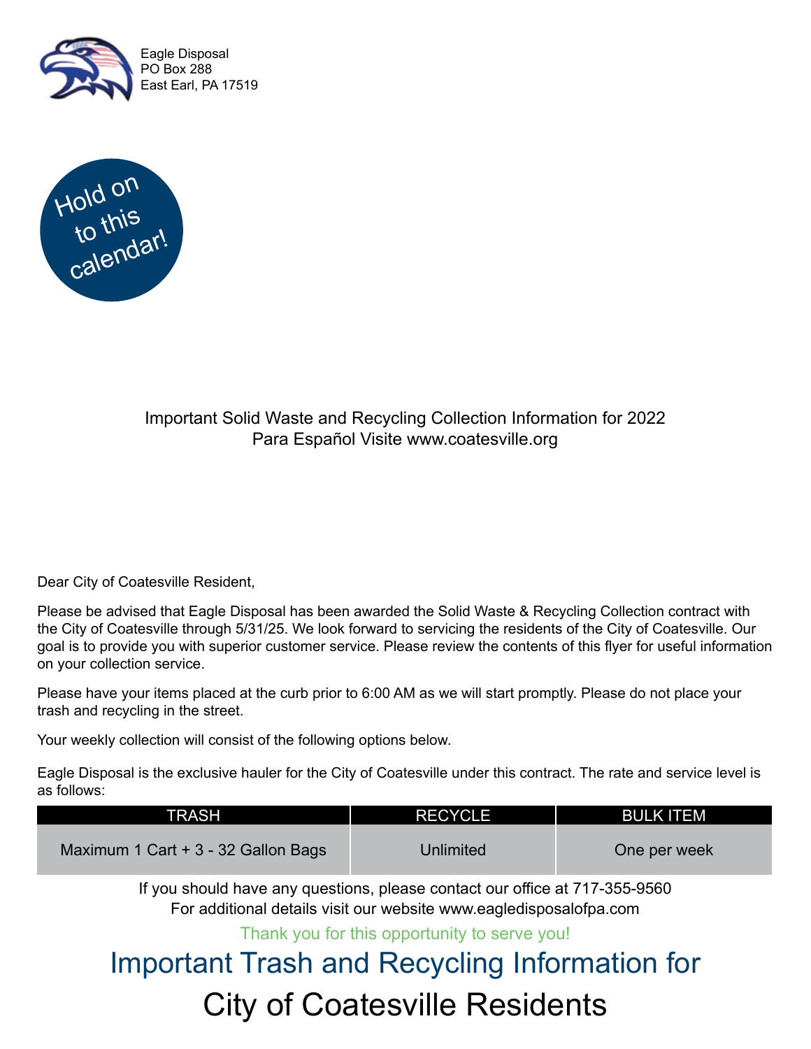Eagle Disposal
PO Box 288
East Earl, PA 17519

Hold on to this calendar!

Important Solid Waste and Recycling Collection Information for 2022
Para Español Visite www.coatesville.org

Dear City of Coatesville Resident,

Please be advised that Eagle Disposal has been awarded the Solid Waste & Recycling Collection contract with the City of Coatesville through 5/31/25. We look forward to servicing the residents of the City of Coatesville. Our goal is to provide you with superior customer service. Please review the contents of this flyer for useful information on your collection service.

Please have your items placed at the curb prior to 6:00 AM as we will start promptly. Please do not place your trash and recycling in the street.

Your weekly collection will consist of the following options below.

Eagle Disposal is the exclusive hauler for the City of Coatesville under this contract. The rate and service level is as follows:

| TRASH | RECYCLE | BULK ITEM |
| --- | --- | --- |
| Maximum 1 Cart + 3 - 32 Gallon Bags | Unlimited | One per week |

If you should have any questions, please contact our office at 717-355-9560
For additional details visit our website www.eagledisposalofpa.com

Thank you for this opportunity to serve you!

# Important Trash and Recycling Information for

# City of Coatesville Residents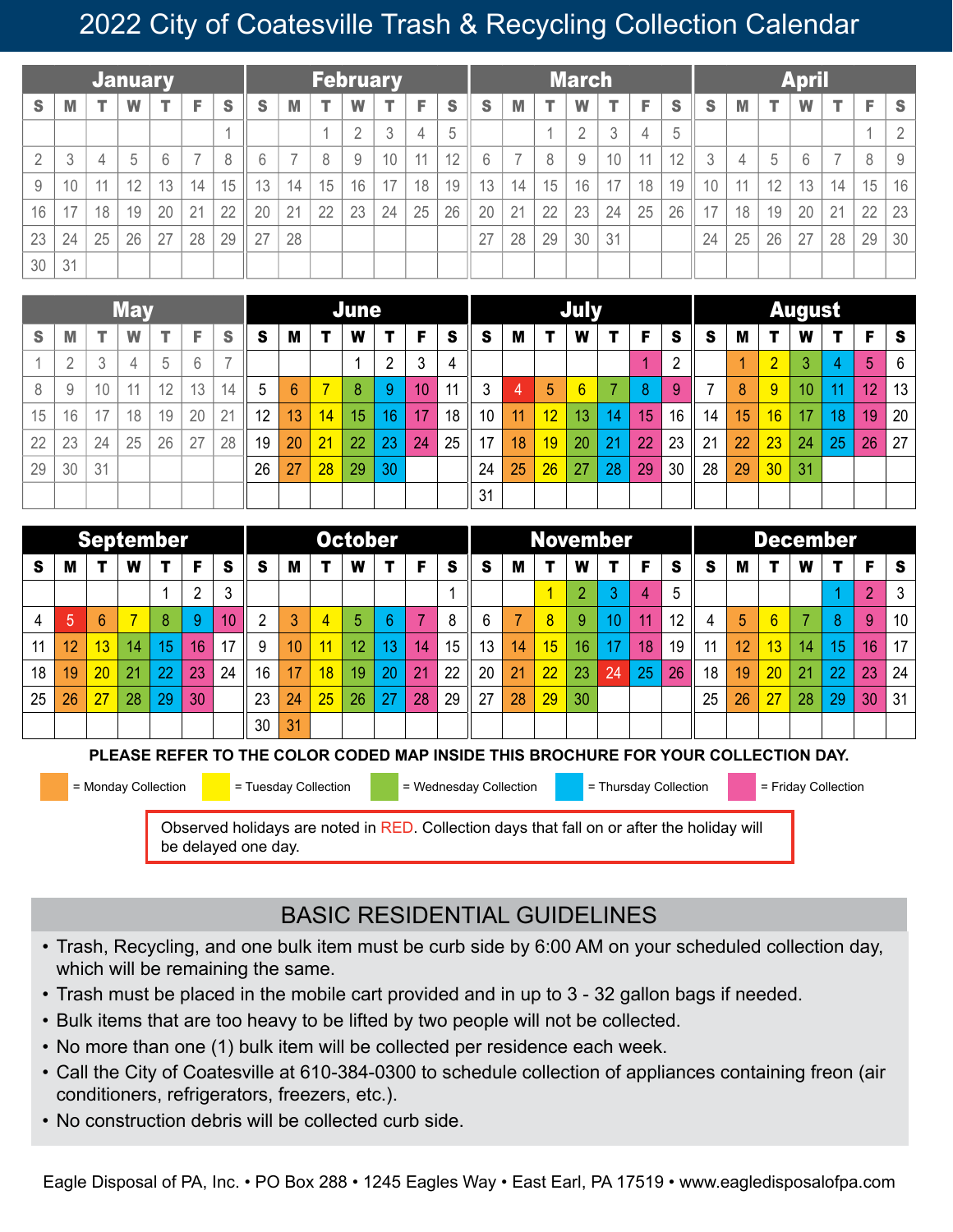# 2022 City of Coatesville Trash & Recycling Collection Calendar

### January

| S | M | T | W | T | F | S |
|---|---|---|---|---|---|---|
| | | | | | | 1 |
| 2 | 3 | 4 | 5 | 6 | 7 | 8 |
| 9 | 10 | 11 | 12 | 13 | 14 | 15 |
| 16 | 17 | 18 | 19 | 20 | 21 | 22 |
| 23 | 24 | 25 | 26 | 27 | 28 | 29 |
| 30 | 31 | | | | | |

### February

| S | M | T | W | T | F | S |
|---|---|---|---|---|---|---|
| | | 1 | 2 | 3 | 4 | 5 |
| 6 | 7 | 8 | 9 | 10 | 11 | 12 |
| 13 | 14 | 15 | 16 | 17 | 18 | 19 |
| 20 | 21 | 22 | 23 | 24 | 25 | 26 |
| 27 | 28 | | | | | |

### March

| S | M | T | W | T | F | S |
|---|---|---|---|---|---|---|
| | | 1 | 2 | 3 | 4 | 5 |
| 6 | 7 | 8 | 9 | 10 | 11 | 12 |
| 13 | 14 | 15 | 16 | 17 | 18 | 19 |
| 20 | 21 | 22 | 23 | 24 | 25 | 26 |
| 27 | 28 | 29 | 30 | 31 | | |

### April

| S | M | T | W | T | F | S |
|---|---|---|---|---|---|---|
| | | | | | 1 | 2 |
| 3 | 4 | 5 | 6 | 7 | 8 | 9 |
| 10 | 11 | 12 | 13 | 14 | 15 | 16 |
| 17 | 18 | 19 | 20 | 21 | 22 | 23 |
| 24 | 25 | 26 | 27 | 28 | 29 | 30 |

### May

| S | M | T | W | T | F | S |
|---|---|---|---|---|---|---|
| 1 | 2 | 3 | 4 | 5 | 6 | 7 |
| 8 | 9 | 10 | 11 | 12 | 13 | 14 |
| 15 | 16 | 17 | 18 | 19 | 20 | 21 |
| 22 | 23 | 24 | 25 | 26 | 27 | 28 |
| 29 | 30 | 31 | | | | |

### June

| S | M | T | W | T | F | S |
|---|---|---|---|---|---|---|
| | | | 1 | 2 | 3 | 4 |
| 5 | 6 | 7 | 8 | 9 | 10 | 11 |
| 12 | 13 | 14 | 15 | 16 | 17 | 18 |
| 19 | 20 | 21 | 22 | 23 | 24 | 25 |
| 26 | 27 | 28 | 29 | 30 | | |

### July

| S | M | T | W | T | F | S |
|---|---|---|---|---|---|---|
| | | | | | 1 | 2 |
| 3 | 4 | 5 | 6 | 7 | 8 | 9 |
| 10 | 11 | 12 | 13 | 14 | 15 | 16 |
| 17 | 18 | 19 | 20 | 21 | 22 | 23 |
| 24 | 25 | 26 | 27 | 28 | 29 | 30 |
| 31 | | | | | | |

### August

| S | M | T | W | T | F | S |
|---|---|---|---|---|---|---|
| | 1 | 2 | 3 | 4 | 5 | 6 |
| 7 | 8 | 9 | 10 | 11 | 12 | 13 |
| 14 | 15 | 16 | 17 | 18 | 19 | 20 |
| 21 | 22 | 23 | 24 | 25 | 26 | 27 |
| 28 | 29 | 30 | 31 | | | |

### September

| S | M | T | W | T | F | S |
|---|---|---|---|---|---|---|
| | | | | 1 | 2 | 3 |
| 4 | 5 | 6 | 7 | 8 | 9 | 10 |
| 11 | 12 | 13 | 14 | 15 | 16 | 17 |
| 18 | 19 | 20 | 21 | 22 | 23 | 24 |
| 25 | 26 | 27 | 28 | 29 | 30 | |

### October

| S | M | T | W | T | F | S |
|---|---|---|---|---|---|---|
| | | | | | | 1 |
| 2 | 3 | 4 | 5 | 6 | 7 | 8 |
| 9 | 10 | 11 | 12 | 13 | 14 | 15 |
| 16 | 17 | 18 | 19 | 20 | 21 | 22 |
| 23 | 24 | 25 | 26 | 27 | 28 | 29 |
| 30 | 31 | | | | | |

### November

| S | M | T | W | T | F | S |
|---|---|---|---|---|---|---|
| | | 1 | 2 | 3 | 4 | 5 |
| 6 | 7 | 8 | 9 | 10 | 11 | 12 |
| 13 | 14 | 15 | 16 | 17 | 18 | 19 |
| 20 | 21 | 22 | 23 | 24 | 25 | 26 |
| 27 | 28 | 29 | 30 | | | |

### December

| S | M | T | W | T | F | S |
|---|---|---|---|---|---|---|
| | | | | 1 | 2 | 3 |
| 4 | 5 | 6 | 7 | 8 | 9 | 10 |
| 11 | 12 | 13 | 14 | 15 | 16 | 17 |
| 18 | 19 | 20 | 21 | 22 | 23 | 24 |
| 25 | 26 | 27 | 28 | 29 | 30 | 31 |

**PLEASE REFER TO THE COLOR CODED MAP INSIDE THIS BROCHURE FOR YOUR COLLECTION DAY.**

= Monday Collection  = Tuesday Collection  = Wednesday Collection  = Thursday Collection  = Friday Collection

Observed holidays are noted in RED. Collection days that fall on or after the holiday will be delayed one day.

## BASIC RESIDENTIAL GUIDELINES

- Trash, Recycling, and one bulk item must be curb side by 6:00 AM on your scheduled collection day, which will be remaining the same.
- Trash must be placed in the mobile cart provided and in up to 3 - 32 gallon bags if needed.
- Bulk items that are too heavy to be lifted by two people will not be collected.
- No more than one (1) bulk item will be collected per residence each week.
- Call the City of Coatesville at 610-384-0300 to schedule collection of appliances containing freon (air conditioners, refrigerators, freezers, etc.).
- No construction debris will be collected curb side.

Eagle Disposal of PA, Inc. • PO Box 288 • 1245 Eagles Way • East Earl, PA 17519 • www.eagledisposalofpa.com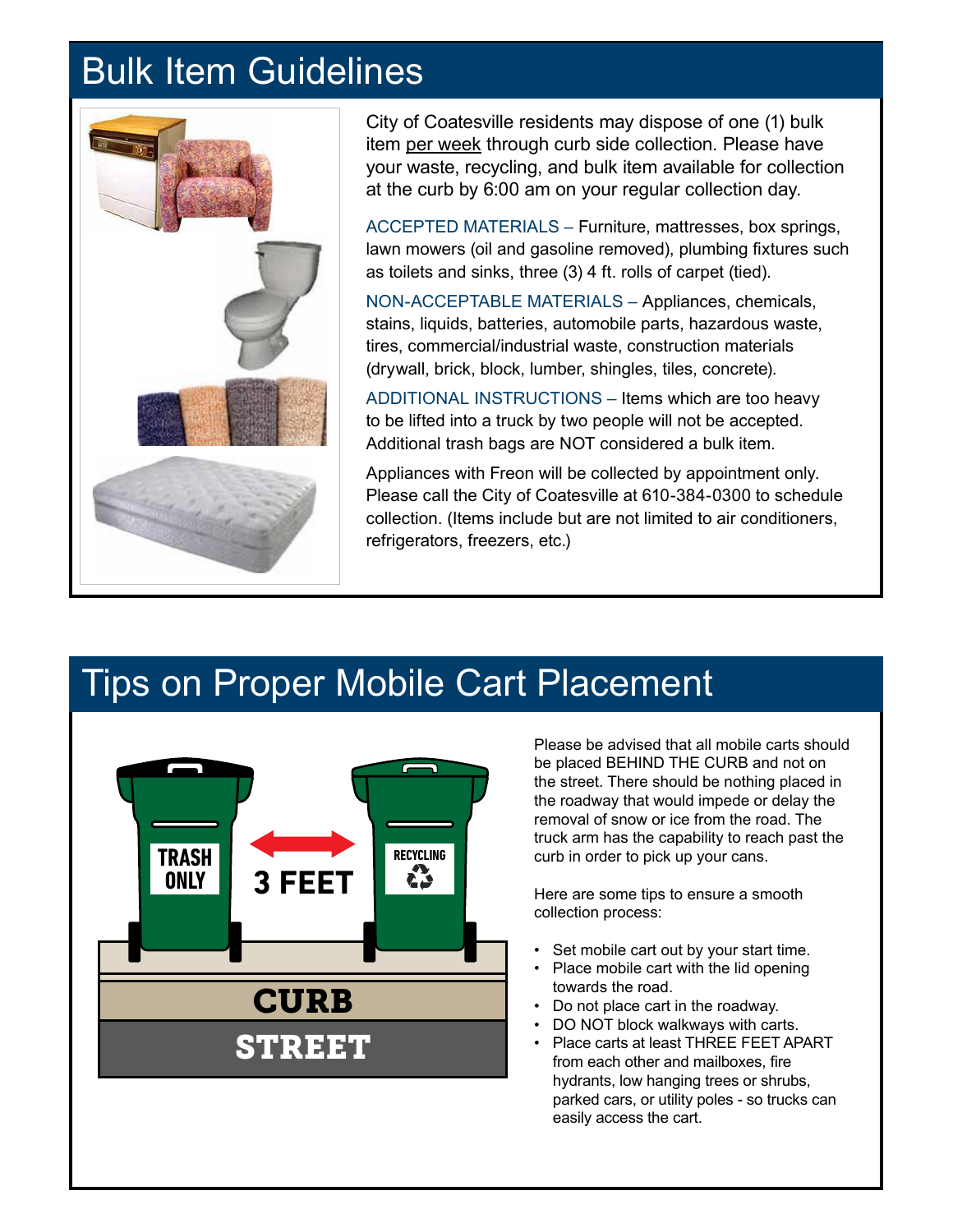# Bulk Item Guidelines

City of Coatesville residents may dispose of one (1) bulk item per week through curb side collection. Please have your waste, recycling, and bulk item available for collection at the curb by 6:00 am on your regular collection day.

ACCEPTED MATERIALS – Furniture, mattresses, box springs, lawn mowers (oil and gasoline removed), plumbing fixtures such as toilets and sinks, three (3) 4 ft. rolls of carpet (tied).

NON-ACCEPTABLE MATERIALS – Appliances, chemicals, stains, liquids, batteries, automobile parts, hazardous waste, tires, commercial/industrial waste, construction materials (drywall, brick, block, lumber, shingles, tiles, concrete).

ADDITIONAL INSTRUCTIONS – Items which are too heavy to be lifted into a truck by two people will not be accepted. Additional trash bags are NOT considered a bulk item.

Appliances with Freon will be collected by appointment only. Please call the City of Coatesville at 610-384-0300 to schedule collection. (Items include but are not limited to air conditioners, refrigerators, freezers, etc.)

# Tips on Proper Mobile Cart Placement

TRASH ONLY | 3 FEET | RECYCLING

CURB

STREET

Please be advised that all mobile carts should be placed BEHIND THE CURB and not on the street. There should be nothing placed in the roadway that would impede or delay the removal of snow or ice from the road. The truck arm has the capability to reach past the curb in order to pick up your cans.

Here are some tips to ensure a smooth collection process:

- Set mobile cart out by your start time.
- Place mobile cart with the lid opening towards the road.
- Do not place cart in the roadway.
- DO NOT block walkways with carts.
- Place carts at least THREE FEET APART from each other and mailboxes, fire hydrants, low hanging trees or shrubs, parked cars, or utility poles - so trucks can easily access the cart.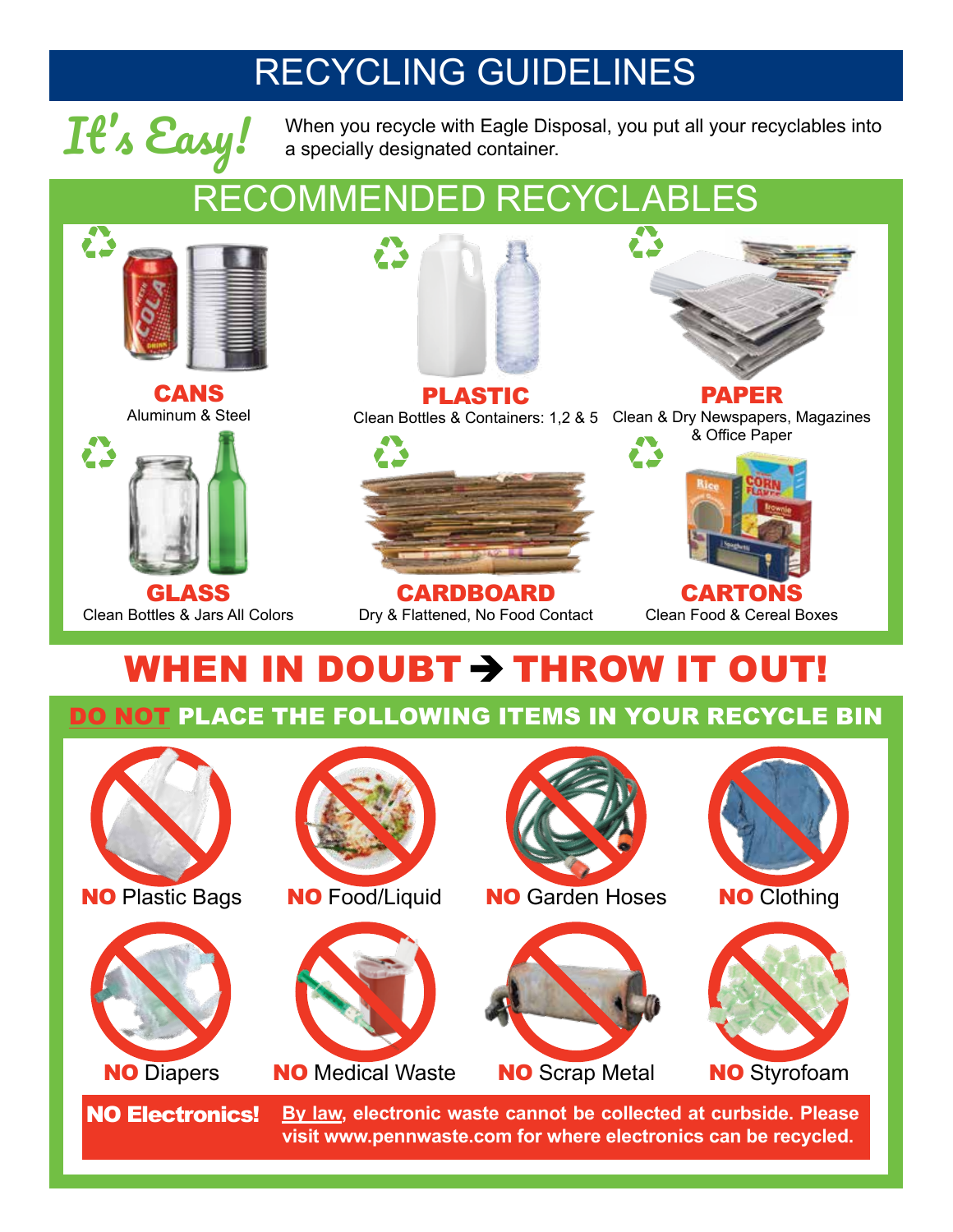# RECYCLING GUIDELINES

*It's Easy!* When you recycle with Eagle Disposal, you put all your recyclables into a specially designated container.

## RECOMMENDED RECYCLABLES

**CANS**
Aluminum & Steel

**PLASTIC**
Clean Bottles & Containers: 1,2 & 5

**PAPER**
Clean & Dry Newspapers, Magazines & Office Paper

**GLASS**
Clean Bottles & Jars All Colors

**CARDBOARD**
Dry & Flattened, No Food Contact

**CARTONS**
Clean Food & Cereal Boxes

## WHEN IN DOUBT → THROW IT OUT!

### DO NOT PLACE THE FOLLOWING ITEMS IN YOUR RECYCLE BIN

- **NO** Plastic Bags
- **NO** Food/Liquid
- **NO** Garden Hoses
- **NO** Clothing
- **NO** Diapers
- **NO** Medical Waste
- **NO** Scrap Metal
- **NO** Styrofoam

**NO Electronics!** **By law, electronic waste cannot be collected at curbside. Please visit www.pennwaste.com for where electronics can be recycled.**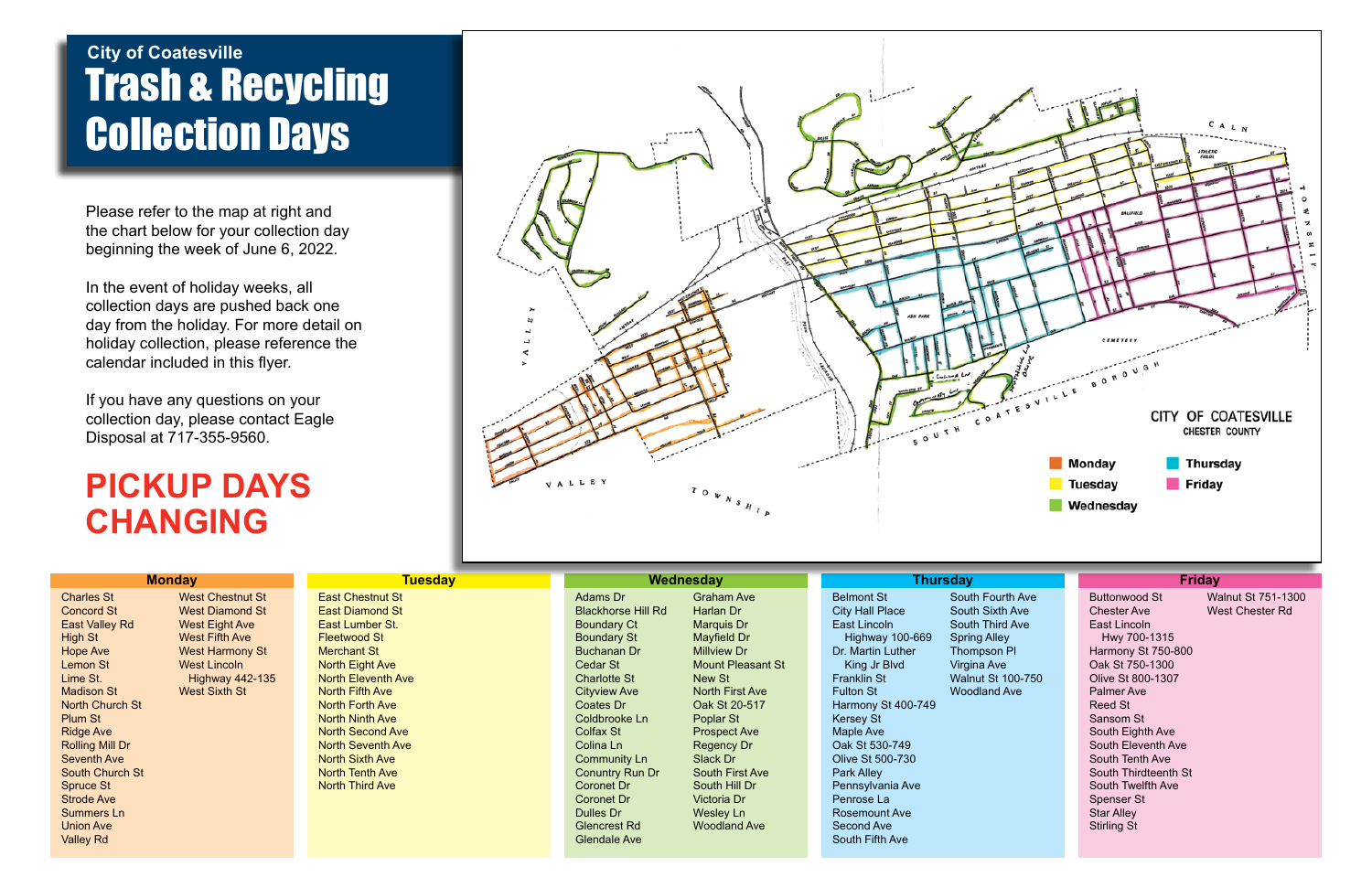# City of Coatesville

# Trash & Recycling Collection Days

Please refer to the map at right and the chart below for your collection day beginning the week of June 6, 2022.

In the event of holiday weeks, all collection days are pushed back one day from the holiday. For more detail on holiday collection, please reference the calendar included in this flyer.

If you have any questions on your collection day, please contact Eagle Disposal at 717-355-9560.

## PICKUP DAYS CHANGING

CITY OF COATESVILLE
CHESTER COUNTY

Monday
Tuesday
Wednesday
Thursday
Friday

CALN TOWNSHIP
VALLEY TOWNSHIP
SOUTH COATESVILLE BOROUGH

### Monday

Charles St
Concord St
East Valley Rd
High St
Hope Ave
Lemon St
Lime St.
Madison St
North Church St
Plum St
Ridge Ave
Rolling Mill Dr
Seventh Ave
South Church St
Spruce St
Strode Ave
Summers Ln
Union Ave
Valley Rd
West Chestnut St
West Diamond St
West Eight Ave
West Fifth Ave
West Harmony St
West Lincoln Highway 442-135
West Sixth St

### Tuesday

East Chestnut St
East Diamond St
East Lumber St.
Fleetwood St
Merchant St
North Eight Ave
North Eleventh Ave
North Fifth Ave
North Forth Ave
North Ninth Ave
North Second Ave
North Seventh Ave
North Sixth Ave
North Tenth Ave
North Third Ave

### Wednesday

Adams Dr
Blackhorse Hill Rd
Boundary Ct
Boundary St
Buchanan Dr
Cedar St
Charlotte St
Cityview Ave
Coates Dr
Coldbrooke Ln
Colfax St
Colina Ln
Community Ln
Conuntry Run Dr
Coronet Dr
Coronet Dr
Dulles Dr
Glencrest Rd
Glendale Ave
Graham Ave
Harlan Dr
Marquis Dr
Mayfield Dr
Millview Dr
Mount Pleasant St
New St
North First Ave
Oak St 20-517
Poplar St
Prospect Ave
Regency Dr
Slack Dr
South First Ave
South Hill Dr
Victoria Dr
Wesley Ln
Woodland Ave

### Thursday

Belmont St
City Hall Place
East Lincoln Highway 100-669
Dr. Martin Luther King Jr Blvd
Franklin St
Fulton St
Harmony St 400-749
Kersey St
Maple Ave
Oak St 530-749
Olive St 500-730
Park Alley
Pennsylvania Ave
Penrose La
Rosemount Ave
Second Ave
South Fifth Ave
South Fourth Ave
South Sixth Ave
South Third Ave
Spring Alley
Thompson Pl
Virgina Ave
Walnut St 100-750
Woodland Ave

### Friday

Buttonwood St
Chester Ave
East Lincoln Hwy 700-1315
Harmony St 750-800
Oak St 750-1300
Olive St 800-1307
Palmer Ave
Reed St
Sansom St
South Eighth Ave
South Eleventh Ave
South Tenth Ave
South Thirdteenth St
South Twelfth Ave
Spenser St
Star Alley
Stirling St
Walnut St 751-1300
West Chester Rd